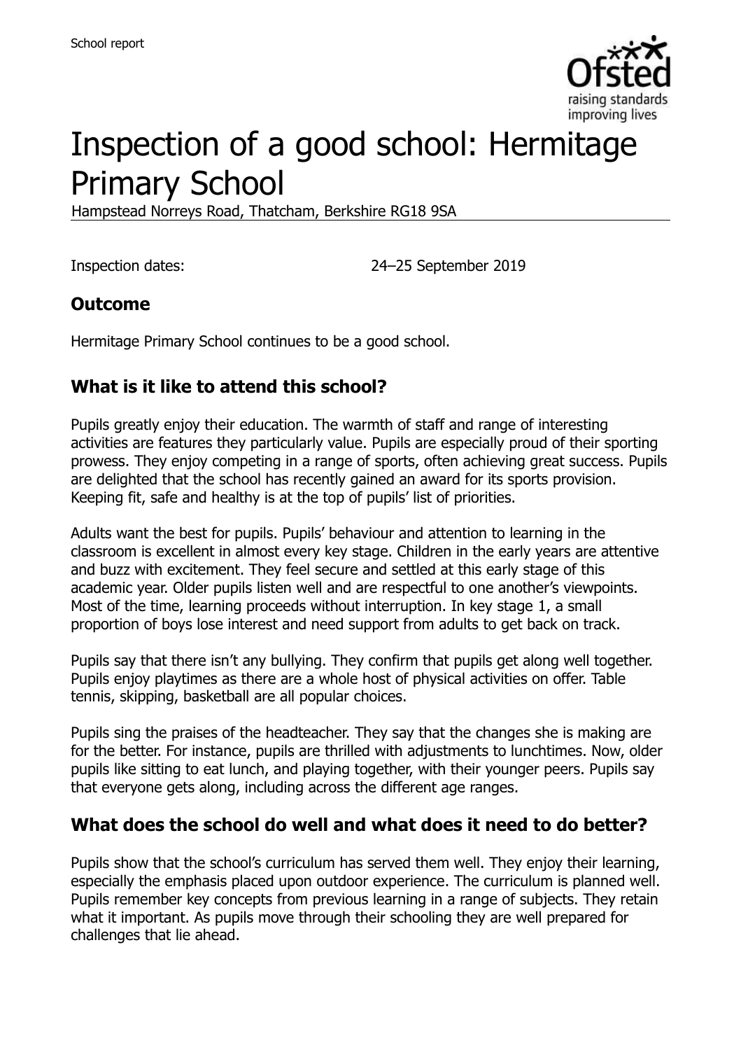School report

# Inspection of a good school: Hermitage Primary School

Hampstead Norreys Road, Thatcham, Berkshire RG18 9SA

Inspection dates: 24–25 September 2019

## Outcome

Hermitage Primary School continues to be a good school.

## What is it like to attend this school?

Pupils greatly enjoy their education. The warmth of staff and range of interesting activities are features they particularly value. Pupils are especially proud of their sporting prowess. They enjoy competing in a range of sports, often achieving great success. Pupils are delighted that the school has recently gained an award for its sports provision. Keeping fit, safe and healthy is at the top of pupils' list of priorities.

Adults want the best for pupils. Pupils' behaviour and attention to learning in the classroom is excellent in almost every key stage. Children in the early years are attentive and buzz with excitement. They feel secure and settled at this early stage of this academic year. Older pupils listen well and are respectful to one another's viewpoints. Most of the time, learning proceeds without interruption. In key stage 1, a small proportion of boys lose interest and need support from adults to get back on track.

Pupils say that there isn't any bullying. They confirm that pupils get along well together. Pupils enjoy playtimes as there are a whole host of physical activities on offer. Table tennis, skipping, basketball are all popular choices.

Pupils sing the praises of the headteacher. They say that the changes she is making are for the better. For instance, pupils are thrilled with adjustments to lunchtimes. Now, older pupils like sitting to eat lunch, and playing together, with their younger peers. Pupils say that everyone gets along, including across the different age ranges.

## What does the school do well and what does it need to do better?

Pupils show that the school's curriculum has served them well. They enjoy their learning, especially the emphasis placed upon outdoor experience. The curriculum is planned well. Pupils remember key concepts from previous learning in a range of subjects. They retain what it important. As pupils move through their schooling they are well prepared for challenges that lie ahead.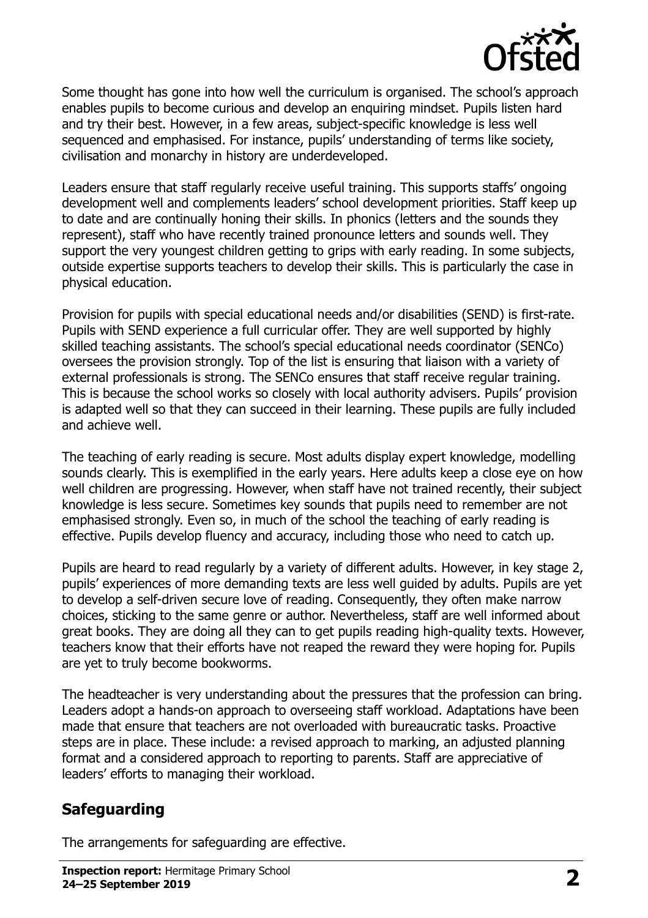Some thought has gone into how well the curriculum is organised. The school's approach enables pupils to become curious and develop an enquiring mindset. Pupils listen hard and try their best. However, in a few areas, subject-specific knowledge is less well sequenced and emphasised. For instance, pupils' understanding of terms like society, civilisation and monarchy in history are underdeveloped.

Leaders ensure that staff regularly receive useful training. This supports staffs' ongoing development well and complements leaders' school development priorities. Staff keep up to date and are continually honing their skills. In phonics (letters and the sounds they represent), staff who have recently trained pronounce letters and sounds well. They support the very youngest children getting to grips with early reading. In some subjects, outside expertise supports teachers to develop their skills. This is particularly the case in physical education.

Provision for pupils with special educational needs and/or disabilities (SEND) is first-rate. Pupils with SEND experience a full curricular offer. They are well supported by highly skilled teaching assistants. The school's special educational needs coordinator (SENCo) oversees the provision strongly. Top of the list is ensuring that liaison with a variety of external professionals is strong. The SENCo ensures that staff receive regular training. This is because the school works so closely with local authority advisers. Pupils' provision is adapted well so that they can succeed in their learning. These pupils are fully included and achieve well.

The teaching of early reading is secure. Most adults display expert knowledge, modelling sounds clearly. This is exemplified in the early years. Here adults keep a close eye on how well children are progressing. However, when staff have not trained recently, their subject knowledge is less secure. Sometimes key sounds that pupils need to remember are not emphasised strongly. Even so, in much of the school the teaching of early reading is effective. Pupils develop fluency and accuracy, including those who need to catch up.

Pupils are heard to read regularly by a variety of different adults. However, in key stage 2, pupils' experiences of more demanding texts are less well guided by adults. Pupils are yet to develop a self-driven secure love of reading. Consequently, they often make narrow choices, sticking to the same genre or author. Nevertheless, staff are well informed about great books. They are doing all they can to get pupils reading high-quality texts. However, teachers know that their efforts have not reaped the reward they were hoping for. Pupils are yet to truly become bookworms.

The headteacher is very understanding about the pressures that the profession can bring. Leaders adopt a hands-on approach to overseeing staff workload. Adaptations have been made that ensure that teachers are not overloaded with bureaucratic tasks. Proactive steps are in place. These include: a revised approach to marking, an adjusted planning format and a considered approach to reporting to parents. Staff are appreciative of leaders' efforts to managing their workload.

## Safeguarding

The arrangements for safeguarding are effective.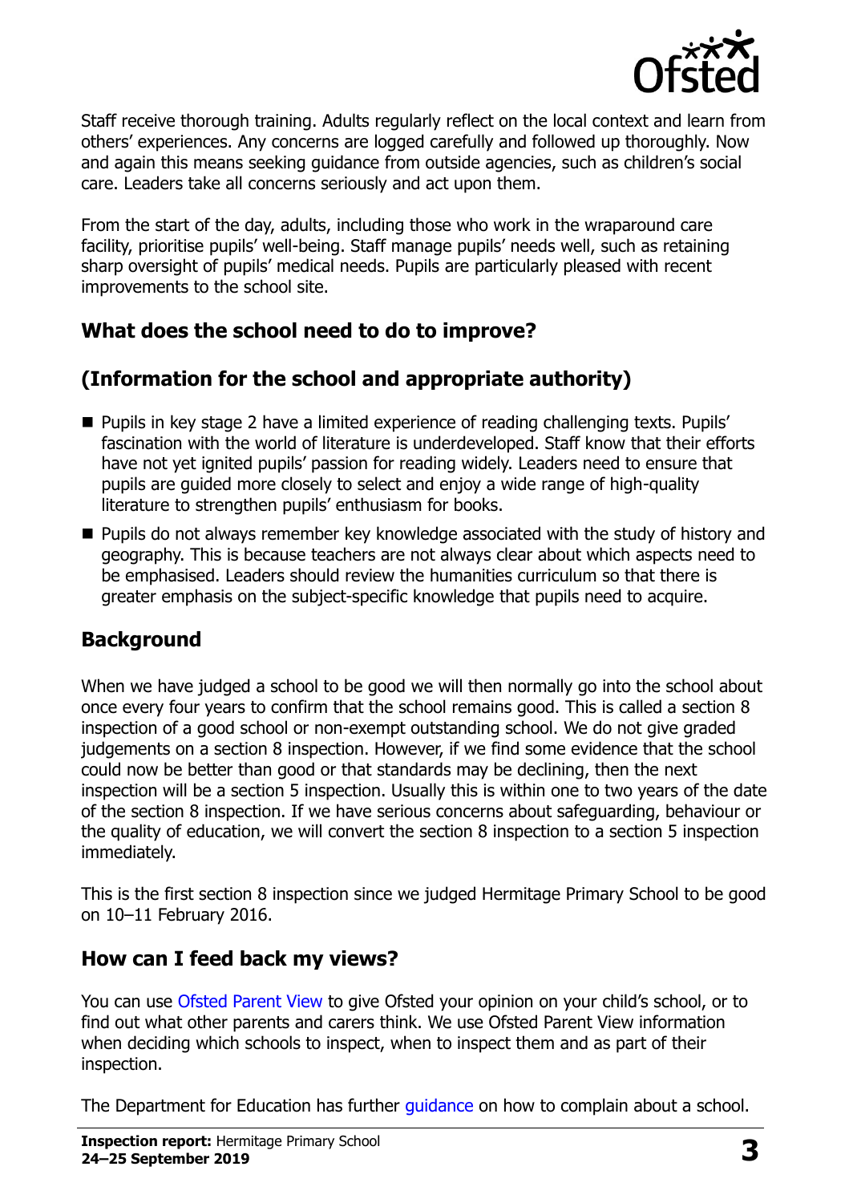Staff receive thorough training. Adults regularly reflect on the local context and learn from others' experiences. Any concerns are logged carefully and followed up thoroughly. Now and again this means seeking guidance from outside agencies, such as children's social care. Leaders take all concerns seriously and act upon them.

From the start of the day, adults, including those who work in the wraparound care facility, prioritise pupils' well-being. Staff manage pupils' needs well, such as retaining sharp oversight of pupils' medical needs. Pupils are particularly pleased with recent improvements to the school site.

## What does the school need to do to improve?

## (Information for the school and appropriate authority)

- Pupils in key stage 2 have a limited experience of reading challenging texts. Pupils' fascination with the world of literature is underdeveloped. Staff know that their efforts have not yet ignited pupils' passion for reading widely. Leaders need to ensure that pupils are guided more closely to select and enjoy a wide range of high-quality literature to strengthen pupils' enthusiasm for books.
- Pupils do not always remember key knowledge associated with the study of history and geography. This is because teachers are not always clear about which aspects need to be emphasised. Leaders should review the humanities curriculum so that there is greater emphasis on the subject-specific knowledge that pupils need to acquire.

## Background

When we have judged a school to be good we will then normally go into the school about once every four years to confirm that the school remains good. This is called a section 8 inspection of a good school or non-exempt outstanding school. We do not give graded judgements on a section 8 inspection. However, if we find some evidence that the school could now be better than good or that standards may be declining, then the next inspection will be a section 5 inspection. Usually this is within one to two years of the date of the section 8 inspection. If we have serious concerns about safeguarding, behaviour or the quality of education, we will convert the section 8 inspection to a section 5 inspection immediately.

This is the first section 8 inspection since we judged Hermitage Primary School to be good on 10–11 February 2016.

## How can I feed back my views?

You can use Ofsted Parent View to give Ofsted your opinion on your child's school, or to find out what other parents and carers think. We use Ofsted Parent View information when deciding which schools to inspect, when to inspect them and as part of their inspection.

The Department for Education has further guidance on how to complain about a school.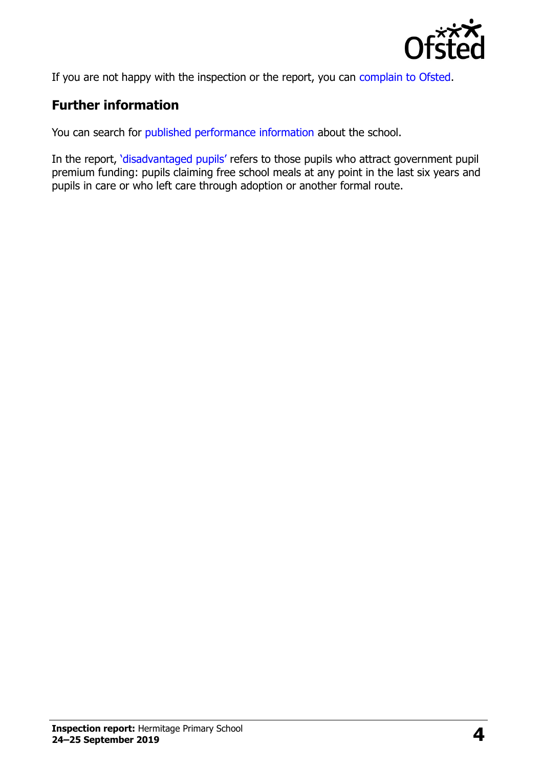If you are not happy with the inspection or the report, you can complain to Ofsted.

## Further information

You can search for published performance information about the school.

In the report, 'disadvantaged pupils' refers to those pupils who attract government pupil premium funding: pupils claiming free school meals at any point in the last six years and pupils in care or who left care through adoption or another formal route.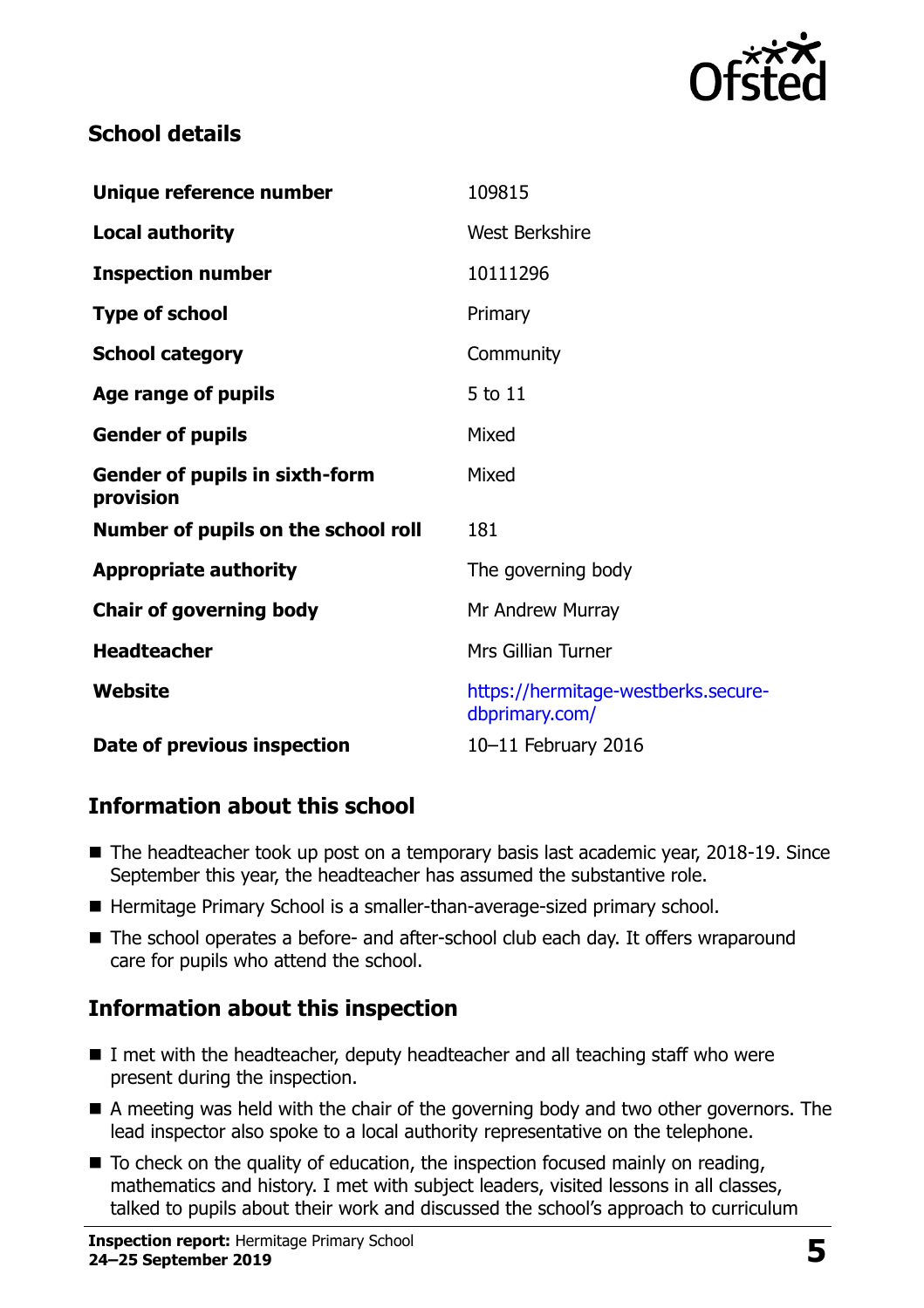## School details

| | |
|---|---|
| **Unique reference number** | 109815 |
| **Local authority** | West Berkshire |
| **Inspection number** | 10111296 |
| **Type of school** | Primary |
| **School category** | Community |
| **Age range of pupils** | 5 to 11 |
| **Gender of pupils** | Mixed |
| **Gender of pupils in sixth-form provision** | Mixed |
| **Number of pupils on the school roll** | 181 |
| **Appropriate authority** | The governing body |
| **Chair of governing body** | Mr Andrew Murray |
| **Headteacher** | Mrs Gillian Turner |
| **Website** | https://hermitage-westberks.secure-dbprimary.com/ |
| **Date of previous inspection** | 10–11 February 2016 |

## Information about this school

- The headteacher took up post on a temporary basis last academic year, 2018-19. Since September this year, the headteacher has assumed the substantive role.
- Hermitage Primary School is a smaller-than-average-sized primary school.
- The school operates a before- and after-school club each day. It offers wraparound care for pupils who attend the school.

## Information about this inspection

- I met with the headteacher, deputy headteacher and all teaching staff who were present during the inspection.
- A meeting was held with the chair of the governing body and two other governors. The lead inspector also spoke to a local authority representative on the telephone.
- To check on the quality of education, the inspection focused mainly on reading, mathematics and history. I met with subject leaders, visited lessons in all classes, talked to pupils about their work and discussed the school's approach to curriculum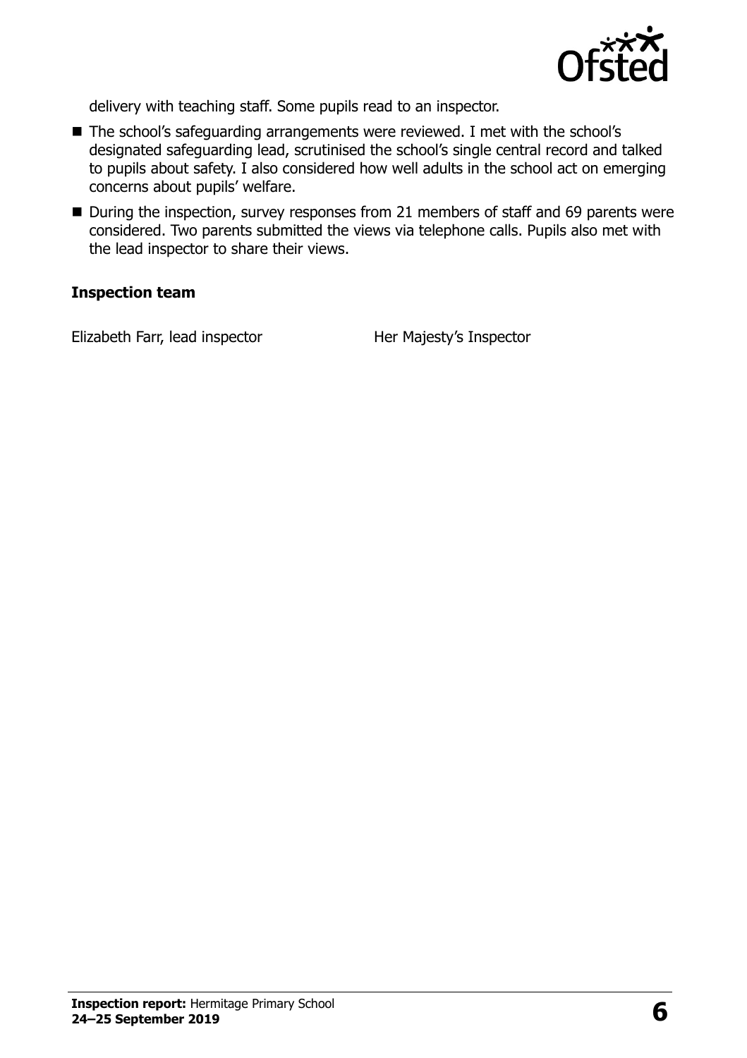delivery with teaching staff. Some pupils read to an inspector.

- The school's safeguarding arrangements were reviewed. I met with the school's designated safeguarding lead, scrutinised the school's single central record and talked to pupils about safety. I also considered how well adults in the school act on emerging concerns about pupils' welfare.
- During the inspection, survey responses from 21 members of staff and 69 parents were considered. Two parents submitted the views via telephone calls. Pupils also met with the lead inspector to share their views.

**Inspection team**

| | |
|---|---|
| Elizabeth Farr, lead inspector | Her Majesty's Inspector |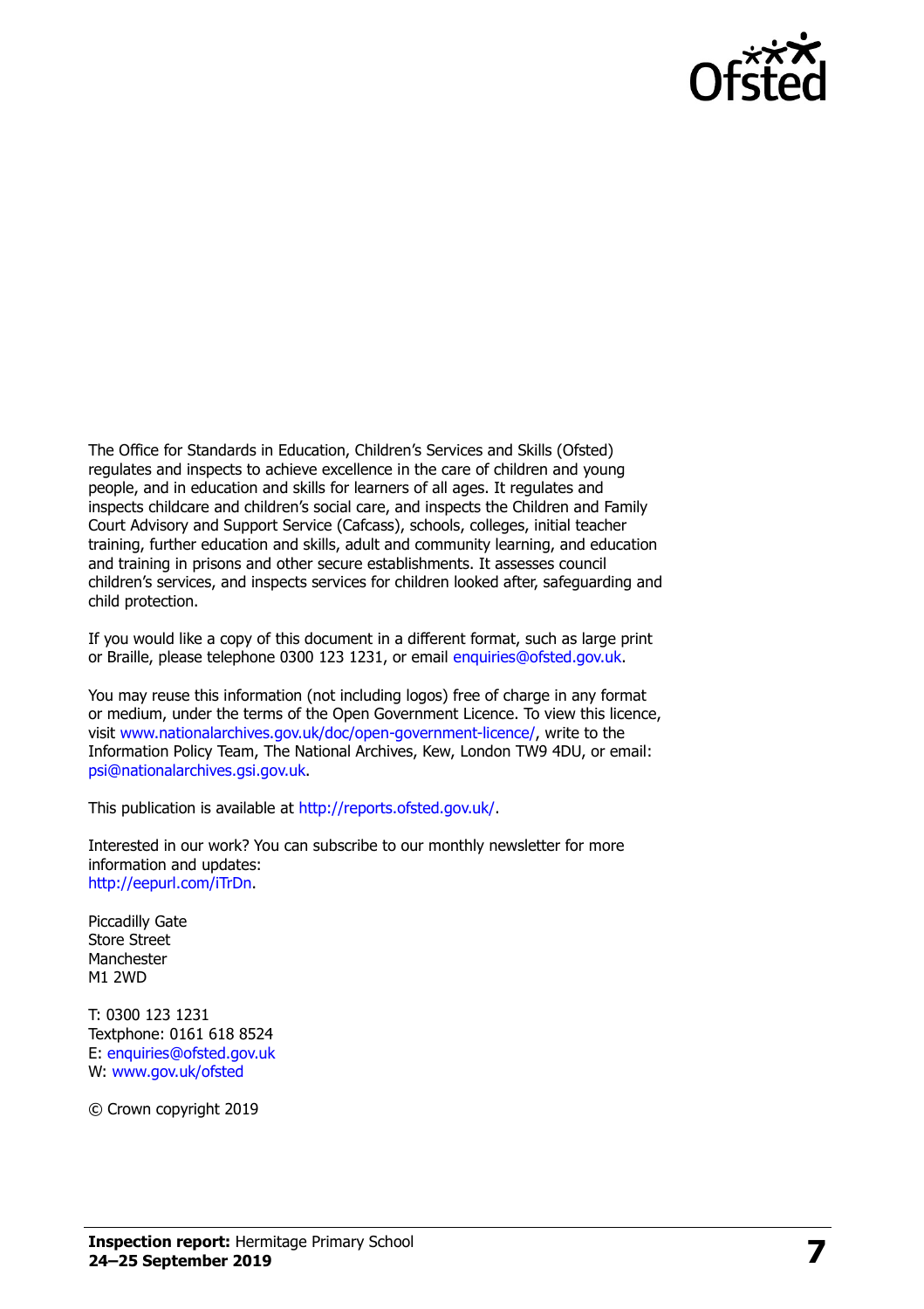The Office for Standards in Education, Children's Services and Skills (Ofsted) regulates and inspects to achieve excellence in the care of children and young people, and in education and skills for learners of all ages. It regulates and inspects childcare and children's social care, and inspects the Children and Family Court Advisory and Support Service (Cafcass), schools, colleges, initial teacher training, further education and skills, adult and community learning, and education and training in prisons and other secure establishments. It assesses council children's services, and inspects services for children looked after, safeguarding and child protection.

If you would like a copy of this document in a different format, such as large print or Braille, please telephone 0300 123 1231, or email enquiries@ofsted.gov.uk.

You may reuse this information (not including logos) free of charge in any format or medium, under the terms of the Open Government Licence. To view this licence, visit www.nationalarchives.gov.uk/doc/open-government-licence/, write to the Information Policy Team, The National Archives, Kew, London TW9 4DU, or email: psi@nationalarchives.gsi.gov.uk.

This publication is available at http://reports.ofsted.gov.uk/.

Interested in our work? You can subscribe to our monthly newsletter for more information and updates:
http://eepurl.com/iTrDn.

Piccadilly Gate
Store Street
Manchester
M1 2WD

T: 0300 123 1231
Textphone: 0161 618 8524
E: enquiries@ofsted.gov.uk
W: www.gov.uk/ofsted

© Crown copyright 2019